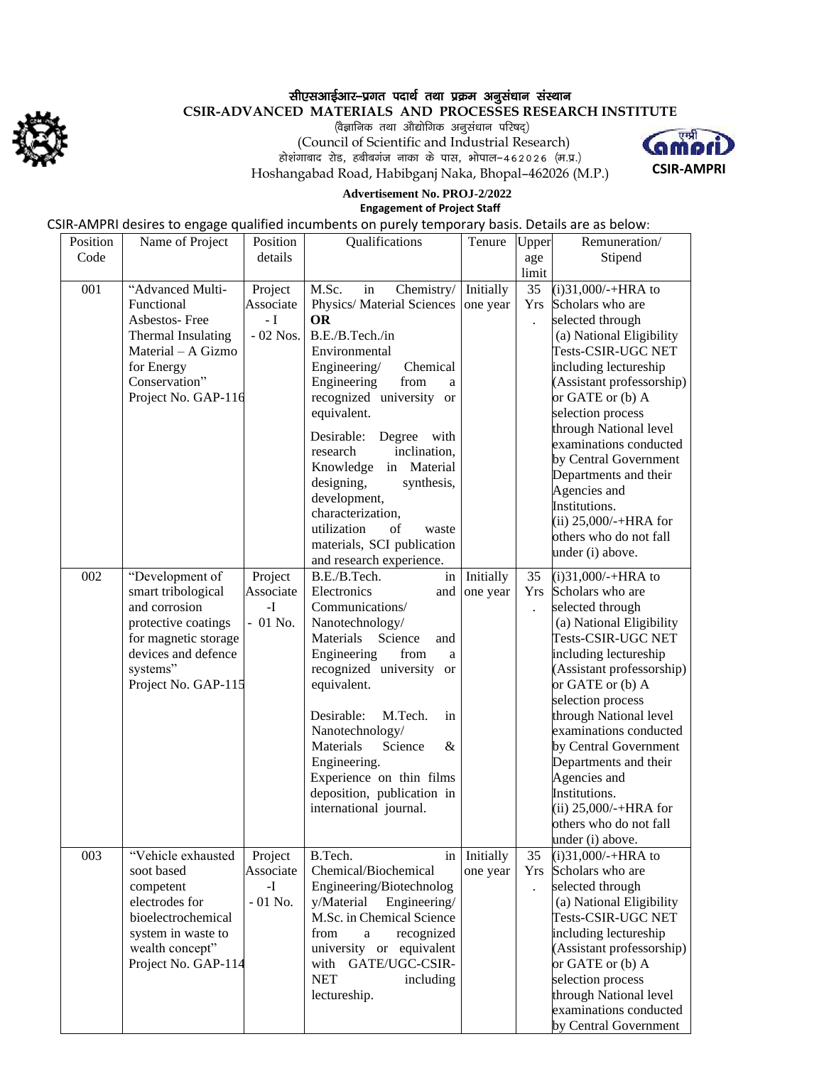# सीएसआईआर-प्रगत पदार्थ तथा प्रक्रम अनुसंधान संस्थान

## CSIR-ADVANCED MATERIALS AND PROCESSES RESEARCH INSTITUTE

(वैज्ञानिक तथा औद्योगिक अनुसंधान परिषद्)

(Council of Scientific and Industrial Research)

होशंगाबाद रोड, हबीबगंज नाका के पास, भोपाल-462026 (म.प्र.)

Hoshangabad Road, Habibganj Naka, Bhopal–462026 (M.P.)

CSIR-AMPRI

**Advertisement No. PROJ-2/2022**

**Engagement of Project Staff**

CSIR-AMPRI desires to engage qualified incumbents on purely temporary basis. Details are as below:

| Position Code | Name of Project | Position details | Qualifications | Tenure | Upper age limit | Remuneration/ Stipend |
|---|---|---|---|---|---|---|
| 001 | "Advanced Multi-Functional Asbestos- Free Thermal Insulating Material – A Gizmo for Energy Conservation" Project No. GAP-116 | Project Associate - I - 02 Nos. | M.Sc. in Chemistry/ Physics/ Material Sciences **OR** B.E./B.Tech./in Environmental Engineering/ Chemical Engineering from a recognized university or equivalent.<br><br>Desirable: Degree with research inclination, Knowledge in Material designing, synthesis, development, characterization, utilization of waste materials, SCI publication and research experience. | Initially one year | 35 Yrs. | (i)31,000/-+HRA to Scholars who are selected through (a) National Eligibility Tests-CSIR-UGC NET including lectureship (Assistant professorship) or GATE or (b) A selection process through National level examinations conducted by Central Government Departments and their Agencies and Institutions.<br>(ii) 25,000/-+HRA for others who do not fall under (i) above. |
| 002 | "Development of smart tribological and corrosion protective coatings for magnetic storage devices and defence systems" Project No. GAP-115 | Project Associate -I - 01 No. | B.E./B.Tech. in Electronics and Communications/ Nanotechnology/ Materials Science and Engineering from a recognized university or equivalent.<br><br>Desirable: M.Tech. in Nanotechnology/ Materials Science & Engineering. Experience on thin films deposition, publication in international journal. | Initially one year | 35 Yrs. | (i)31,000/-+HRA to Scholars who are selected through (a) National Eligibility Tests-CSIR-UGC NET including lectureship (Assistant professorship) or GATE or (b) A selection process through National level examinations conducted by Central Government Departments and their Agencies and Institutions.<br>(ii) 25,000/-+HRA for others who do not fall under (i) above. |
| 003 | "Vehicle exhausted soot based competent electrodes for bioelectrochemical system in waste to wealth concept" Project No. GAP-114 | Project Associate -I - 01 No. | B.Tech. in Chemical/Biochemical Engineering/Biotechnology/Material Engineering/ M.Sc. in Chemical Science from a recognized university or equivalent with GATE/UGC-CSIR-NET including lectureship. | Initially one year | 35 Yrs. | (i)31,000/-+HRA to Scholars who are selected through (a) National Eligibility Tests-CSIR-UGC NET including lectureship (Assistant professorship) or GATE or (b) A selection process through National level examinations conducted by Central Government |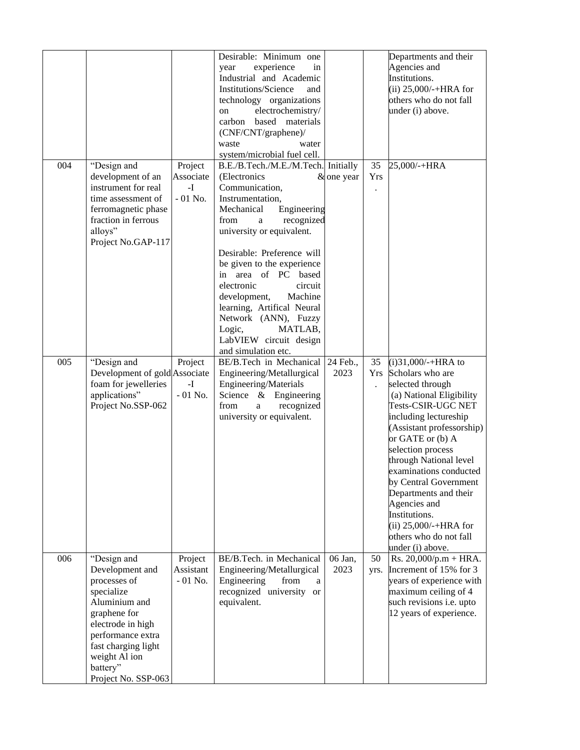| | | | Desirable: Minimum one year experience in Industrial and Academic Institutions/Science and technology organizations on electrochemistry/ carbon based materials (CNF/CNT/graphene)/ waste water system/microbial fuel cell. | | | Departments and their Agencies and Institutions.<br>(ii) 25,000/-+HRA for others who do not fall under (i) above. |
|---|---|---|---|---|---|---|
| 004 | "Design and development of an instrument for real time assessment of ferromagnetic phase fraction in ferrous alloys"<br>Project No.GAP-117 | Project Associate -I - 01 No. | B.E./B.Tech./M.E./M.Tech. (Electronics & Communication, Instrumentation, Mechanical Engineering from a recognized university or equivalent.<br><br>Desirable: Preference will be given to the experience in area of PC based electronic circuit development, Machine learning, Artifical Neural Network (ANN), Fuzzy Logic, MATLAB, LabVIEW circuit design and simulation etc. | Initially one year | 35 Yrs. | 25,000/-+HRA |
| 005 | "Design and Development of gold foam for jewelleries applications"<br>Project No.SSP-062 | Project Associate -I - 01 No. | BE/B.Tech in Mechanical Engineering/Metallurgical Engineering/Materials Science & Engineering from a recognized university or equivalent. | 24 Feb., 2023 | 35 Yrs. | (i)31,000/-+HRA to Scholars who are selected through (a) National Eligibility Tests-CSIR-UGC NET including lectureship (Assistant professorship) or GATE or (b) A selection process through National level examinations conducted by Central Government Departments and their Agencies and Institutions.<br>(ii) 25,000/-+HRA for others who do not fall under (i) above. |
| 006 | "Design and Development and processes of specialize Aluminium and graphene for electrode in high performance extra fast charging light weight Al ion battery"<br>Project No. SSP-063 | Project Assistant - 01 No. | BE/B.Tech. in Mechanical Engineering/Metallurgical Engineering from a recognized university or equivalent. | 06 Jan, 2023 | 50 yrs. | Rs. 20,000/p.m + HRA. Increment of 15% for 3 years of experience with maximum ceiling of 4 such revisions i.e. upto 12 years of experience. |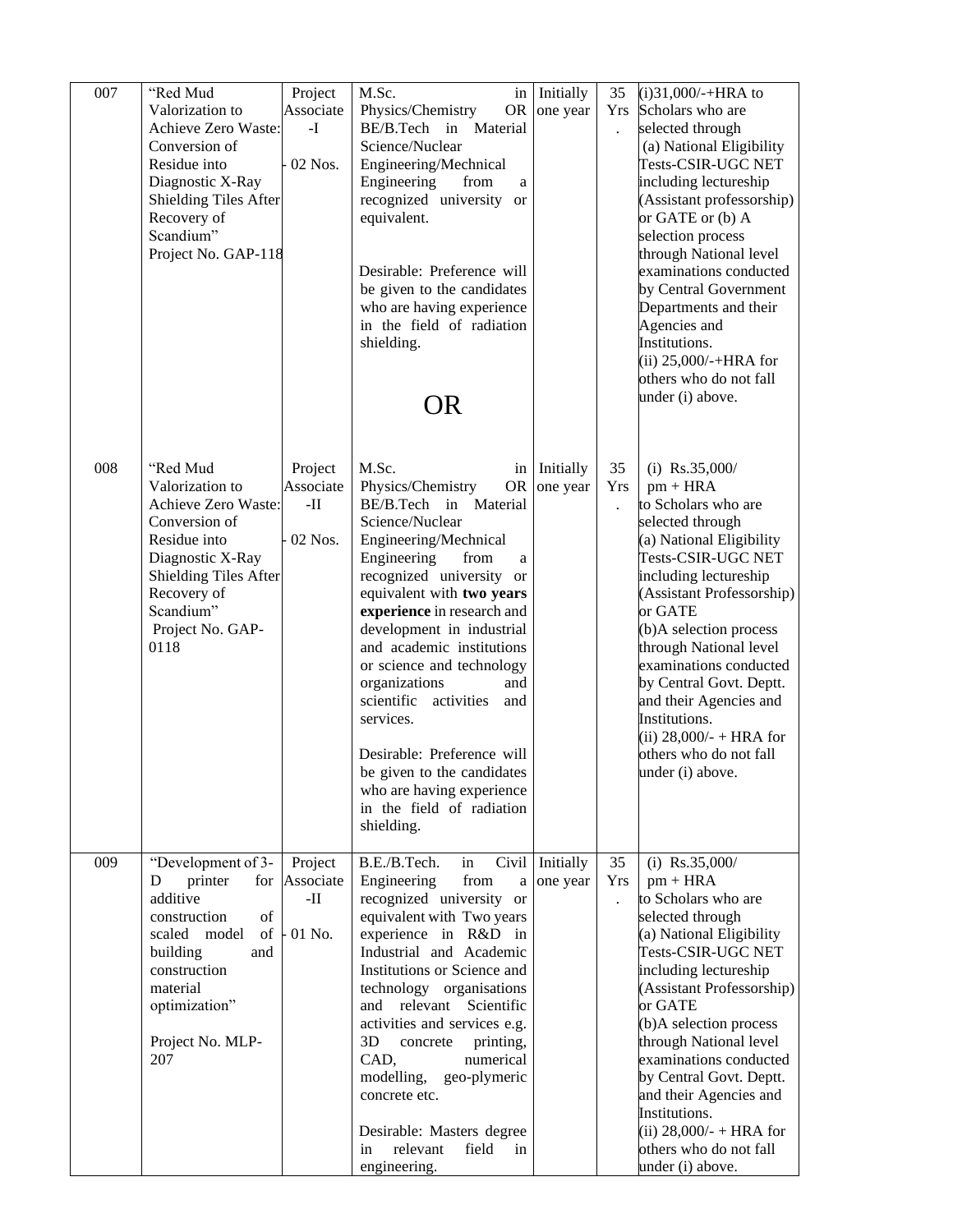| 007 | "Red Mud Valorization to Achieve Zero Waste: Conversion of Residue into Diagnostic X-Ray Shielding Tiles After Recovery of Scandium" Project No. GAP-118 | Project Associate-I - 02 Nos. | M.Sc. in Physics/Chemistry OR BE/B.Tech in Material Science/Nuclear Engineering/Mechnical Engineering from a recognized university or equivalent.<br><br>Desirable: Preference will be given to the candidates who are having experience in the field of radiation shielding.<br><br>OR | Initially one year | 35 Yrs. | (i)31,000/-+HRA to Scholars who are selected through (a) National Eligibility Tests-CSIR-UGC NET including lectureship (Assistant professorship) or GATE or (b) A selection process through National level examinations conducted by Central Government Departments and their Agencies and Institutions.<br>(ii) 25,000/-+HRA for others who do not fall under (i) above. |
|---|---|---|---|---|---|---|
| 008 | "Red Mud Valorization to Achieve Zero Waste: Conversion of Residue into Diagnostic X-Ray Shielding Tiles After Recovery of Scandium" Project No. GAP-0118 | Project Associate-II - 02 Nos. | M.Sc. in Physics/Chemistry OR BE/B.Tech in Material Science/Nuclear Engineering/Mechnical Engineering from a recognized university or equivalent with **two years experience** in research and development in industrial and academic institutions or science and technology organizations and scientific activities and services.<br><br>Desirable: Preference will be given to the candidates who are having experience in the field of radiation shielding. | Initially one year | 35 Yrs. | (i) Rs.35,000/ pm + HRA to Scholars who are selected through (a) National Eligibility Tests-CSIR-UGC NET including lectureship (Assistant Professorship) or GATE (b)A selection process through National level examinations conducted by Central Govt. Deptt. and their Agencies and Institutions.<br>(ii) 28,000/- + HRA for others who do not fall under (i) above. |
| 009 | "Development of 3-D printer for additive construction of scaled model of building and construction material optimization"<br><br>Project No. MLP-207 | Project Associate-II - 01 No. | B.E./B.Tech. in Civil Engineering from a recognized university or equivalent with Two years experience in R&D in Industrial and Academic Institutions or Science and technology organisations and relevant Scientific activities and services e.g. 3D concrete printing, CAD, numerical modelling, geo-plymeric concrete etc.<br><br>Desirable: Masters degree in relevant field in engineering. | Initially one year | 35 Yrs. | (i) Rs.35,000/ pm + HRA to Scholars who are selected through (a) National Eligibility Tests-CSIR-UGC NET including lectureship (Assistant Professorship) or GATE (b)A selection process through National level examinations conducted by Central Govt. Deptt. and their Agencies and Institutions.<br>(ii) 28,000/- + HRA for others who do not fall under (i) above. |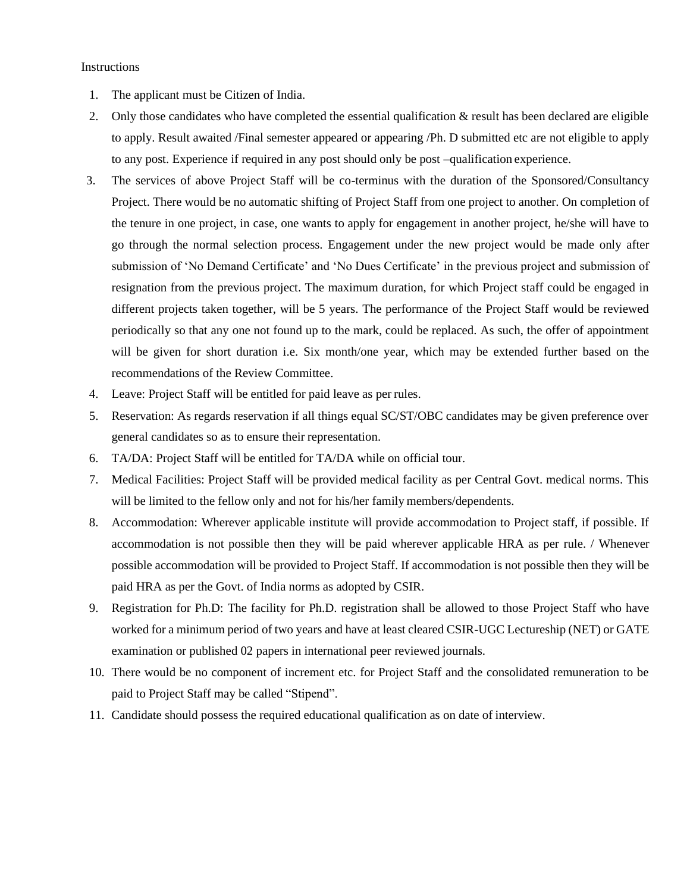Instructions

1. The applicant must be Citizen of India.
2. Only those candidates who have completed the essential qualification & result has been declared are eligible to apply. Result awaited /Final semester appeared or appearing /Ph. D submitted etc are not eligible to apply to any post. Experience if required in any post should only be post –qualification experience.
3. The services of above Project Staff will be co-terminus with the duration of the Sponsored/Consultancy Project. There would be no automatic shifting of Project Staff from one project to another. On completion of the tenure in one project, in case, one wants to apply for engagement in another project, he/she will have to go through the normal selection process. Engagement under the new project would be made only after submission of 'No Demand Certificate' and 'No Dues Certificate' in the previous project and submission of resignation from the previous project. The maximum duration, for which Project staff could be engaged in different projects taken together, will be 5 years. The performance of the Project Staff would be reviewed periodically so that any one not found up to the mark, could be replaced. As such, the offer of appointment will be given for short duration i.e. Six month/one year, which may be extended further based on the recommendations of the Review Committee.
4. Leave: Project Staff will be entitled for paid leave as per rules.
5. Reservation: As regards reservation if all things equal SC/ST/OBC candidates may be given preference over general candidates so as to ensure their representation.
6. TA/DA: Project Staff will be entitled for TA/DA while on official tour.
7. Medical Facilities: Project Staff will be provided medical facility as per Central Govt. medical norms. This will be limited to the fellow only and not for his/her family members/dependents.
8. Accommodation: Wherever applicable institute will provide accommodation to Project staff, if possible. If accommodation is not possible then they will be paid wherever applicable HRA as per rule. / Whenever possible accommodation will be provided to Project Staff. If accommodation is not possible then they will be paid HRA as per the Govt. of India norms as adopted by CSIR.
9. Registration for Ph.D: The facility for Ph.D. registration shall be allowed to those Project Staff who have worked for a minimum period of two years and have at least cleared CSIR-UGC Lectureship (NET) or GATE examination or published 02 papers in international peer reviewed journals.
10. There would be no component of increment etc. for Project Staff and the consolidated remuneration to be paid to Project Staff may be called "Stipend".
11. Candidate should possess the required educational qualification as on date of interview.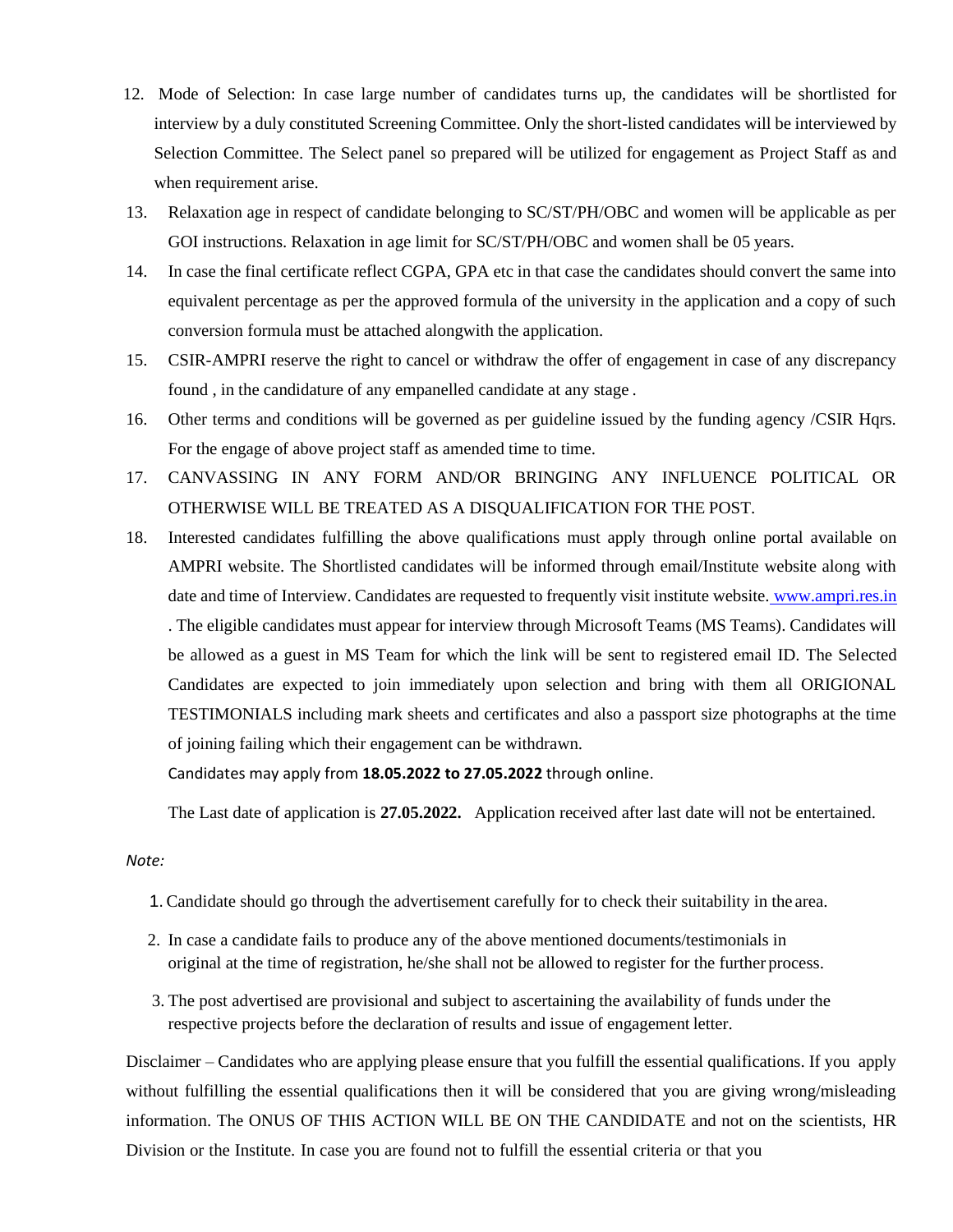12. Mode of Selection: In case large number of candidates turns up, the candidates will be shortlisted for interview by a duly constituted Screening Committee. Only the short-listed candidates will be interviewed by Selection Committee. The Select panel so prepared will be utilized for engagement as Project Staff as and when requirement arise.
13. Relaxation age in respect of candidate belonging to SC/ST/PH/OBC and women will be applicable as per GOI instructions. Relaxation in age limit for SC/ST/PH/OBC and women shall be 05 years.
14. In case the final certificate reflect CGPA, GPA etc in that case the candidates should convert the same into equivalent percentage as per the approved formula of the university in the application and a copy of such conversion formula must be attached alongwith the application.
15. CSIR-AMPRI reserve the right to cancel or withdraw the offer of engagement in case of any discrepancy found , in the candidature of any empanelled candidate at any stage .
16. Other terms and conditions will be governed as per guideline issued by the funding agency /CSIR Hqrs. For the engage of above project staff as amended time to time.
17. CANVASSING IN ANY FORM AND/OR BRINGING ANY INFLUENCE POLITICAL OR OTHERWISE WILL BE TREATED AS A DISQUALIFICATION FOR THE POST.
18. Interested candidates fulfilling the above qualifications must apply through online portal available on AMPRI website. The Shortlisted candidates will be informed through email/Institute website along with date and time of Interview. Candidates are requested to frequently visit institute website. www.ampri.res.in . The eligible candidates must appear for interview through Microsoft Teams (MS Teams). Candidates will be allowed as a guest in MS Team for which the link will be sent to registered email ID. The Selected Candidates are expected to join immediately upon selection and bring with them all ORIGIONAL TESTIMONIALS including mark sheets and certificates and also a passport size photographs at the time of joining failing which their engagement can be withdrawn.

    Candidates may apply from **18.05.2022 to 27.05.2022** through online.

    The Last date of application is **27.05.2022.** Application received after last date will not be entertained.

*Note:*

1. Candidate should go through the advertisement carefully for to check their suitability in the area.
2. In case a candidate fails to produce any of the above mentioned documents/testimonials in original at the time of registration, he/she shall not be allowed to register for the further process.
3. The post advertised are provisional and subject to ascertaining the availability of funds under the respective projects before the declaration of results and issue of engagement letter.

Disclaimer – Candidates who are applying please ensure that you fulfill the essential qualifications. If you apply without fulfilling the essential qualifications then it will be considered that you are giving wrong/misleading information. The ONUS OF THIS ACTION WILL BE ON THE CANDIDATE and not on the scientists, HR Division or the Institute. In case you are found not to fulfill the essential criteria or that you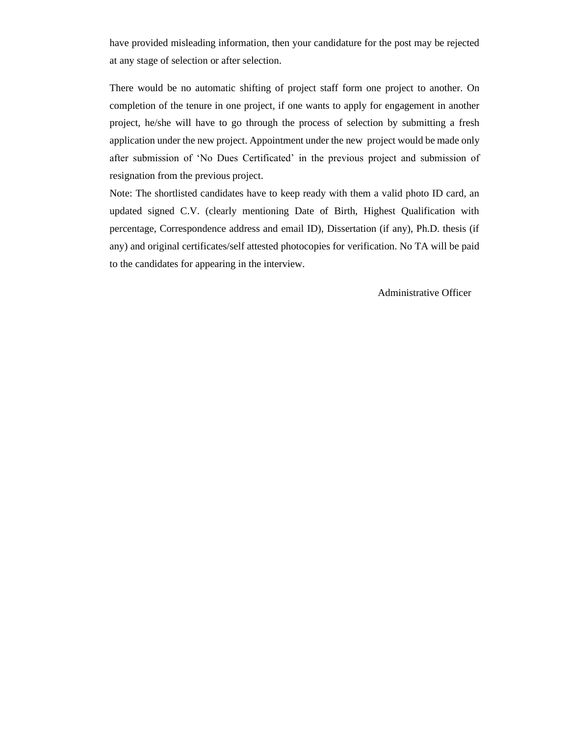have provided misleading information, then your candidature for the post may be rejected at any stage of selection or after selection.

There would be no automatic shifting of project staff form one project to another. On completion of the tenure in one project, if one wants to apply for engagement in another project, he/she will have to go through the process of selection by submitting a fresh application under the new project. Appointment under the new project would be made only after submission of 'No Dues Certificated' in the previous project and submission of resignation from the previous project.

Note: The shortlisted candidates have to keep ready with them a valid photo ID card, an updated signed C.V. (clearly mentioning Date of Birth, Highest Qualification with percentage, Correspondence address and email ID), Dissertation (if any), Ph.D. thesis (if any) and original certificates/self attested photocopies for verification. No TA will be paid to the candidates for appearing in the interview.

Administrative Officer